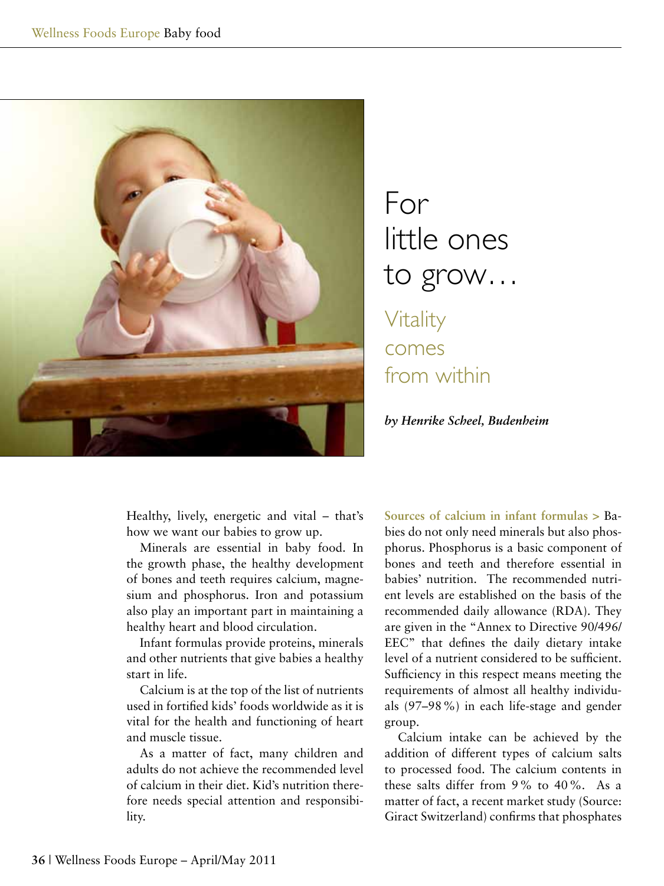# For little ones to grow…

## Vitality comes from within

***by Henrike Scheel, Budenheim***

Healthy, lively, energetic and vital – that's how we want our babies to grow up.

Minerals are essential in baby food. In the growth phase, the healthy development of bones and teeth requires calcium, magnesium and phosphorus. Iron and potassium also play an important part in maintaining a healthy heart and blood circulation.

Infant formulas provide proteins, minerals and other nutrients that give babies a healthy start in life.

Calcium is at the top of the list of nutrients used in fortified kids' foods worldwide as it is vital for the health and functioning of heart and muscle tissue.

As a matter of fact, many children and adults do not achieve the recommended level of calcium in their diet. Kid's nutrition therefore needs special attention and responsibility.

**Sources of calcium in infant formulas >** Babies do not only need minerals but also phosphorus. Phosphorus is a basic component of bones and teeth and therefore essential in babies' nutrition. The recommended nutrient levels are established on the basis of the recommended daily allowance (RDA). They are given in the "Annex to Directive 90/496/EEC" that defines the daily dietary intake level of a nutrient considered to be sufficient. Sufficiency in this respect means meeting the requirements of almost all healthy individuals (97–98 %) in each life-stage and gender group.

Calcium intake can be achieved by the addition of different types of calcium salts to processed food. The calcium contents in these salts differ from 9 % to 40 %. As a matter of fact, a recent market study (Source: Giract Switzerland) confirms that phosphates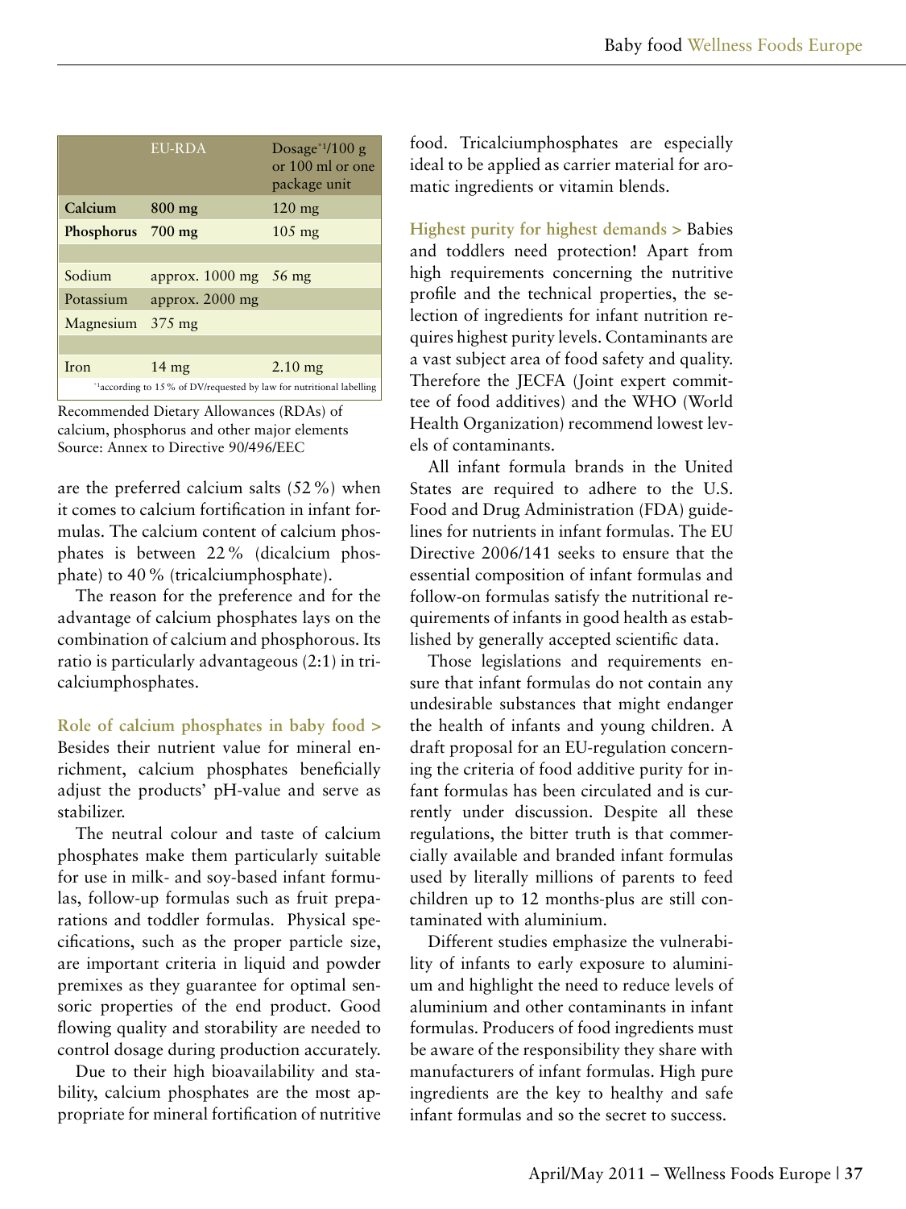| | EU-RDA | Dosage[*1]/100 g or 100 ml or one package unit |
|---|---|---|
| **Calcium** | **800 mg** | 120 mg |
| **Phosphorus** | **700 mg** | 105 mg |
| | | |
| Sodium | approx. 1000 mg | 56 mg |
| Potassium | approx. 2000 mg | |
| Magnesium | 375 mg | |
| | | |
| Iron | 14 mg | 2.10 mg |

[*1]according to 15 % of DV/requested by law for nutritional labelling

Recommended Dietary Allowances (RDAs) of calcium, phosphorus and other major elements
Source: Annex to Directive 90/496/EEC

are the preferred calcium salts (52 %) when it comes to calcium fortification in infant formulas. The calcium content of calcium phosphates is between 22 % (dicalcium phosphate) to 40 % (tricalciumphosphate).

The reason for the preference and for the advantage of calcium phosphates lays on the combination of calcium and phosphorous. Its ratio is particularly advantageous (2:1) in tricalciumphosphates.

**Role of calcium phosphates in baby food >** Besides their nutrient value for mineral enrichment, calcium phosphates beneficially adjust the products' pH-value and serve as stabilizer.

The neutral colour and taste of calcium phosphates make them particularly suitable for use in milk- and soy-based infant formulas, follow-up formulas such as fruit preparations and toddler formulas. Physical specifications, such as the proper particle size, are important criteria in liquid and powder premixes as they guarantee for optimal sensoric properties of the end product. Good flowing quality and storability are needed to control dosage during production accurately.

Due to their high bioavailability and stability, calcium phosphates are the most appropriate for mineral fortification of nutritive food. Tricalciumphosphates are especially ideal to be applied as carrier material for aromatic ingredients or vitamin blends.

**Highest purity for highest demands >** Babies and toddlers need protection! Apart from high requirements concerning the nutritive profile and the technical properties, the selection of ingredients for infant nutrition requires highest purity levels. Contaminants are a vast subject area of food safety and quality. Therefore the JECFA (Joint expert committee of food additives) and the WHO (World Health Organization) recommend lowest levels of contaminants.

All infant formula brands in the United States are required to adhere to the U.S. Food and Drug Administration (FDA) guidelines for nutrients in infant formulas. The EU Directive 2006/141 seeks to ensure that the essential composition of infant formulas and follow-on formulas satisfy the nutritional requirements of infants in good health as established by generally accepted scientific data.

Those legislations and requirements ensure that infant formulas do not contain any undesirable substances that might endanger the health of infants and young children. A draft proposal for an EU-regulation concerning the criteria of food additive purity for infant formulas has been circulated and is currently under discussion. Despite all these regulations, the bitter truth is that commercially available and branded infant formulas used by literally millions of parents to feed children up to 12 months-plus are still contaminated with aluminium.

Different studies emphasize the vulnerability of infants to early exposure to aluminium and highlight the need to reduce levels of aluminium and other contaminants in infant formulas. Producers of food ingredients must be aware of the responsibility they share with manufacturers of infant formulas. High pure ingredients are the key to healthy and safe infant formulas and so the secret to success.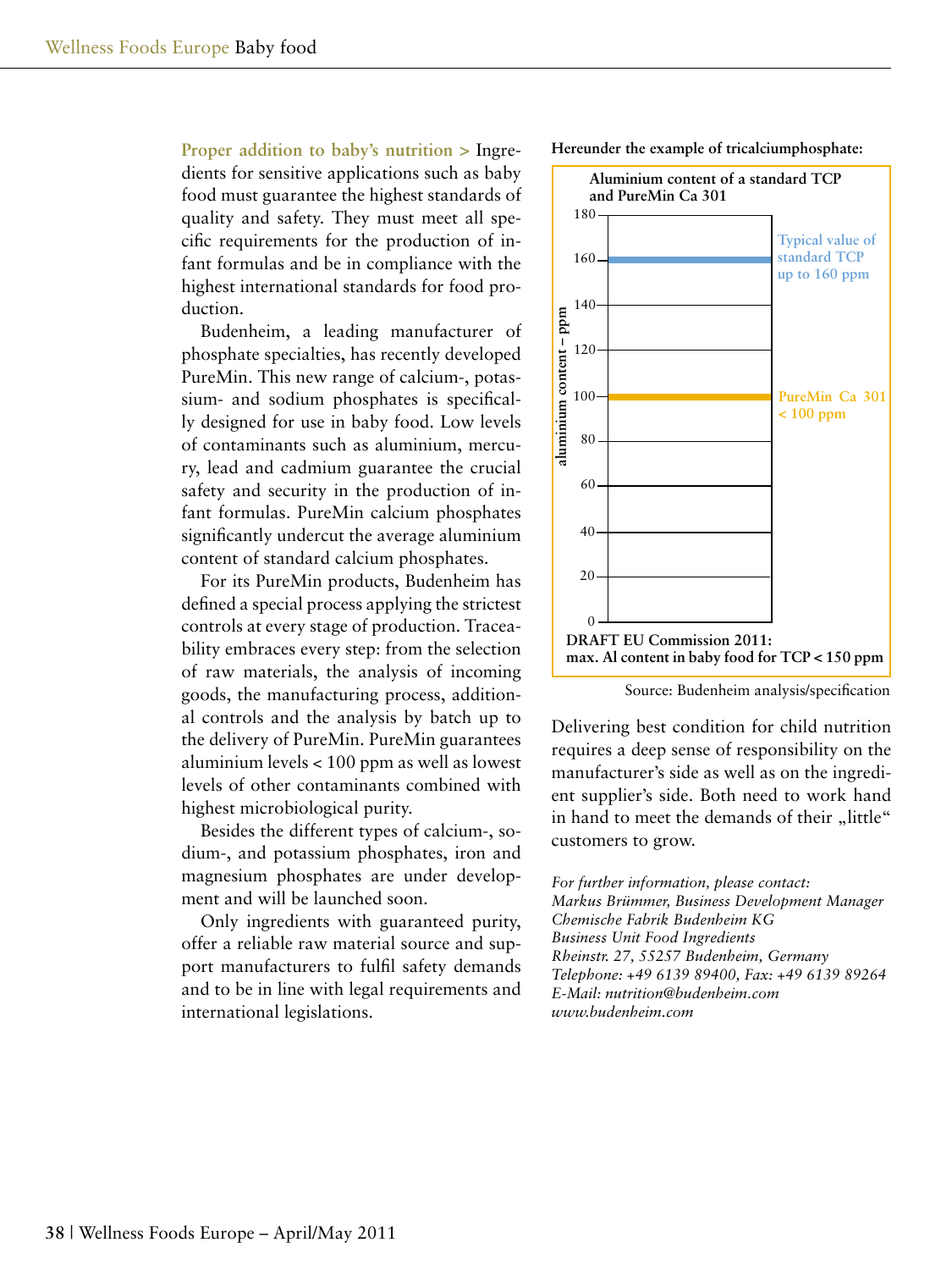**Proper addition to baby's nutrition >** Ingredients for sensitive applications such as baby food must guarantee the highest standards of quality and safety. They must meet all specific requirements for the production of infant formulas and be in compliance with the highest international standards for food production.

Budenheim, a leading manufacturer of phosphate specialties, has recently developed PureMin. This new range of calcium-, potassium- and sodium phosphates is specifically designed for use in baby food. Low levels of contaminants such as aluminium, mercury, lead and cadmium guarantee the crucial safety and security in the production of infant formulas. PureMin calcium phosphates significantly undercut the average aluminium content of standard calcium phosphates.

For its PureMin products, Budenheim has defined a special process applying the strictest controls at every stage of production. Traceability embraces every step: from the selection of raw materials, the analysis of incoming goods, the manufacturing process, additional controls and the analysis by batch up to the delivery of PureMin. PureMin guarantees aluminium levels < 100 ppm as well as lowest levels of other contaminants combined with highest microbiological purity.

Besides the different types of calcium-, sodium-, and potassium phosphates, iron and magnesium phosphates are under development and will be launched soon.

Only ingredients with guaranteed purity, offer a reliable raw material source and support manufacturers to fulfil safety demands and to be in line with legal requirements and international legislations.

**Hereunder the example of tricalciumphosphate:**

**Aluminium content of a standard TCP and PureMin Ca 301**

aluminium content – ppm: 0, 20, 40, 60, 80, 100, 120, 140, 160, 180

Typical value of standard TCP up to 160 ppm

PureMin Ca 301 < 100 ppm

**DRAFT EU Commission 2011: max. Al content in baby food for TCP < 150 ppm**

Source: Budenheim analysis/specification

Delivering best condition for child nutrition requires a deep sense of responsibility on the manufacturer's side as well as on the ingredient supplier's side. Both need to work hand in hand to meet the demands of their „little" customers to grow.

*For further information, please contact:*
*Markus Brümmer, Business Development Manager*
*Chemische Fabrik Budenheim KG*
*Business Unit Food Ingredients*
*Rheinstr. 27, 55257 Budenheim, Germany*
*Telephone: +49 6139 89400, Fax: +49 6139 89264*
*E-Mail: nutrition@budenheim.com*
*www.budenheim.com*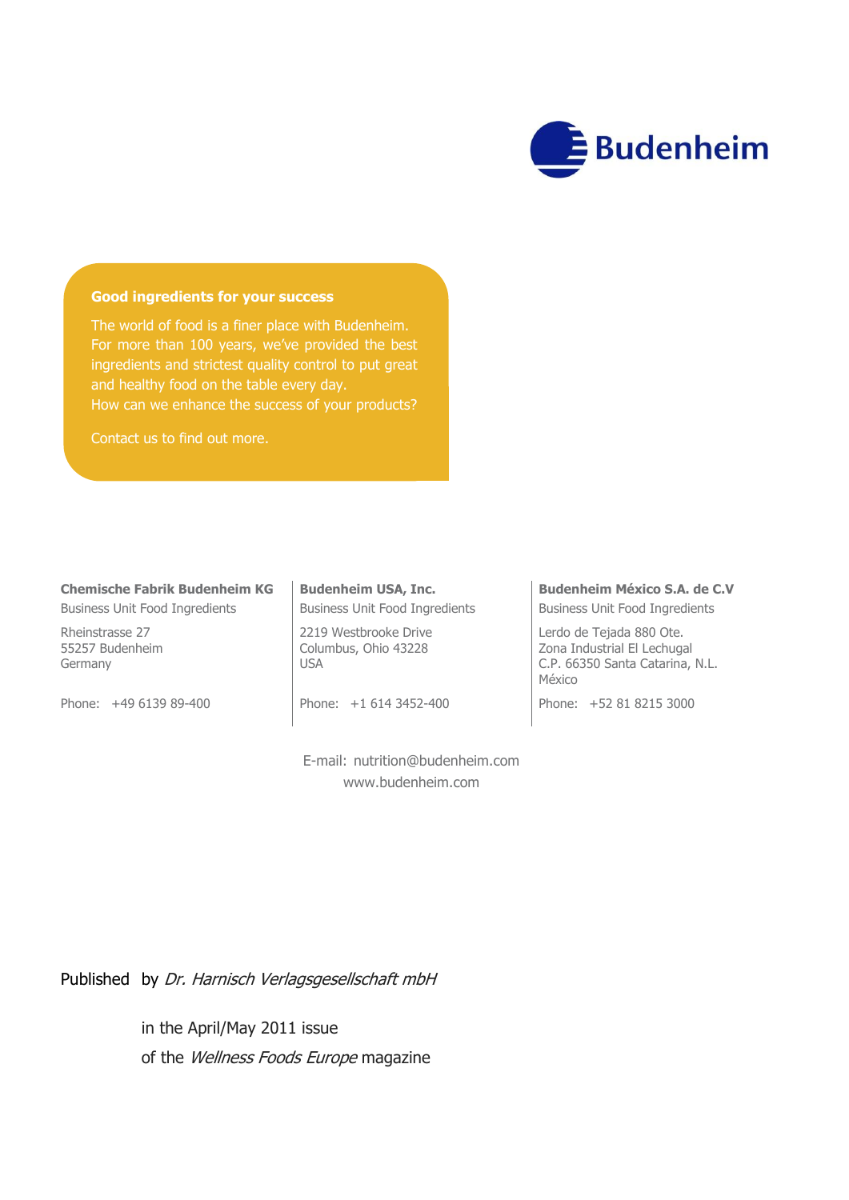Budenheim

**Good ingredients for your success**

The world of food is a finer place with Budenheim. For more than 100 years, we've provided the best ingredients and strictest quality control to put great and healthy food on the table every day.
How can we enhance the success of your products?

Contact us to find out more.

**Chemische Fabrik Budenheim KG**
Business Unit Food Ingredients

Rheinstrasse 27
55257 Budenheim
Germany

Phone: +49 6139 89-400

**Budenheim USA, Inc.**
Business Unit Food Ingredients

2219 Westbrooke Drive
Columbus, Ohio 43228
USA

Phone: +1 614 3452-400

**Budenheim México S.A. de C.V**
Business Unit Food Ingredients

Lerdo de Tejada 880 Ote.
Zona Industrial El Lechugal
C.P. 66350 Santa Catarina, N.L.
México

Phone: +52 81 8215 3000

E-mail: nutrition@budenheim.com
www.budenheim.com

Published by *Dr. Harnisch Verlagsgesellschaft mbH*

in the April/May 2011 issue
of the *Wellness Foods Europe* magazine